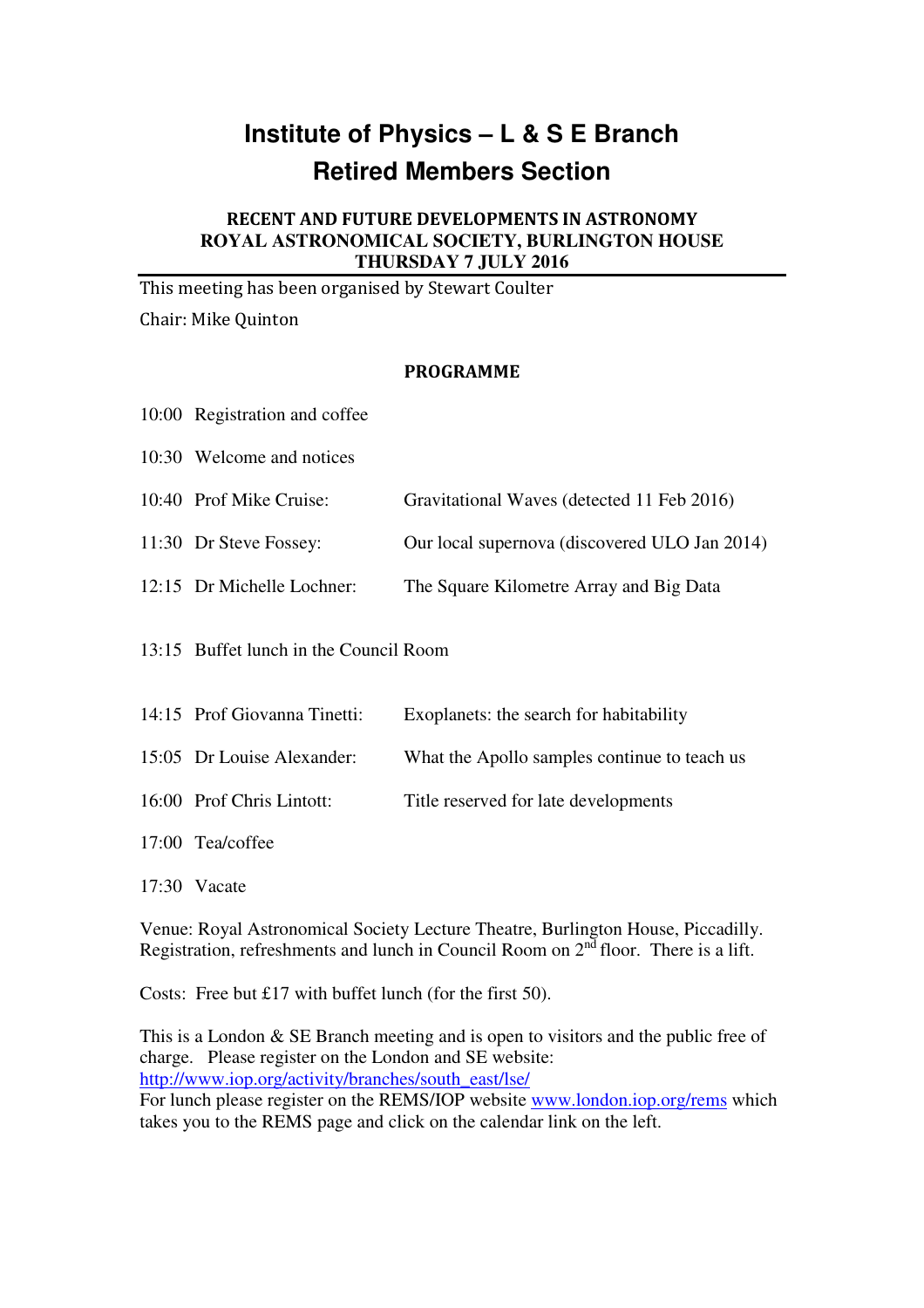# Institute of Physics – L & S E Branch
# Retired Members Section

### RECENT AND FUTURE DEVELOPMENTS IN ASTRONOMY
### ROYAL ASTRONOMICAL SOCIETY, BURLINGTON HOUSE
### THURSDAY 7 JULY 2016

---

This meeting has been organised by Stewart Coulter

Chair: Mike Quinton

**PROGRAMME**

| | | |
|---|---|---|
| 10:00 | Registration and coffee | |
| 10:30 | Welcome and notices | |
| 10:40 | Prof Mike Cruise: | Gravitational Waves (detected 11 Feb 2016) |
| 11:30 | Dr Steve Fossey: | Our local supernova (discovered ULO Jan 2014) |
| 12:15 | Dr Michelle Lochner: | The Square Kilometre Array and Big Data |
| 13:15 | Buffet lunch in the Council Room | |
| 14:15 | Prof Giovanna Tinetti: | Exoplanets: the search for habitability |
| 15:05 | Dr Louise Alexander: | What the Apollo samples continue to teach us |
| 16:00 | Prof Chris Lintott: | Title reserved for late developments |
| 17:00 | Tea/coffee | |
| 17:30 | Vacate | |

Venue: Royal Astronomical Society Lecture Theatre, Burlington House, Piccadilly. Registration, refreshments and lunch in Council Room on 2nd floor. There is a lift.

Costs: Free but £17 with buffet lunch (for the first 50).

This is a London & SE Branch meeting and is open to visitors and the public free of charge. Please register on the London and SE website:
http://www.iop.org/activity/branches/south_east/lse/
For lunch please register on the REMS/IOP website www.london.iop.org/rems which takes you to the REMS page and click on the calendar link on the left.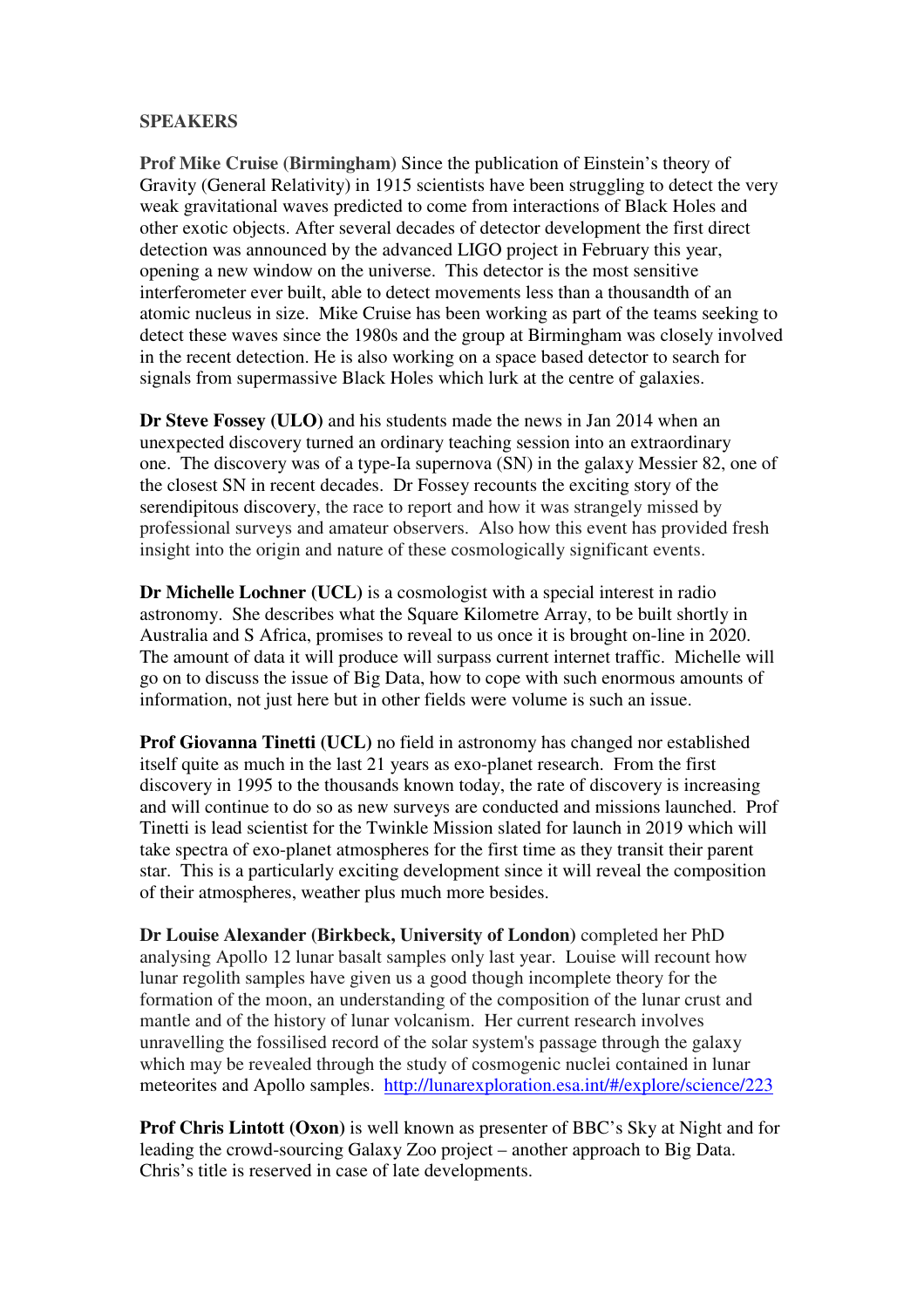**SPEAKERS**

**Prof Mike Cruise (Birmingham)** Since the publication of Einstein's theory of Gravity (General Relativity) in 1915 scientists have been struggling to detect the very weak gravitational waves predicted to come from interactions of Black Holes and other exotic objects. After several decades of detector development the first direct detection was announced by the advanced LIGO project in February this year, opening a new window on the universe. This detector is the most sensitive interferometer ever built, able to detect movements less than a thousandth of an atomic nucleus in size. Mike Cruise has been working as part of the teams seeking to detect these waves since the 1980s and the group at Birmingham was closely involved in the recent detection. He is also working on a space based detector to search for signals from supermassive Black Holes which lurk at the centre of galaxies.

**Dr Steve Fossey (ULO)** and his students made the news in Jan 2014 when an unexpected discovery turned an ordinary teaching session into an extraordinary one. The discovery was of a type-Ia supernova (SN) in the galaxy Messier 82, one of the closest SN in recent decades. Dr Fossey recounts the exciting story of the serendipitous discovery, the race to report and how it was strangely missed by professional surveys and amateur observers. Also how this event has provided fresh insight into the origin and nature of these cosmologically significant events.

**Dr Michelle Lochner (UCL)** is a cosmologist with a special interest in radio astronomy. She describes what the Square Kilometre Array, to be built shortly in Australia and S Africa, promises to reveal to us once it is brought on-line in 2020. The amount of data it will produce will surpass current internet traffic. Michelle will go on to discuss the issue of Big Data, how to cope with such enormous amounts of information, not just here but in other fields were volume is such an issue.

**Prof Giovanna Tinetti (UCL)** no field in astronomy has changed nor established itself quite as much in the last 21 years as exo-planet research. From the first discovery in 1995 to the thousands known today, the rate of discovery is increasing and will continue to do so as new surveys are conducted and missions launched. Prof Tinetti is lead scientist for the Twinkle Mission slated for launch in 2019 which will take spectra of exo-planet atmospheres for the first time as they transit their parent star. This is a particularly exciting development since it will reveal the composition of their atmospheres, weather plus much more besides.

**Dr Louise Alexander (Birkbeck, University of London)** completed her PhD analysing Apollo 12 lunar basalt samples only last year. Louise will recount how lunar regolith samples have given us a good though incomplete theory for the formation of the moon, an understanding of the composition of the lunar crust and mantle and of the history of lunar volcanism. Her current research involves unravelling the fossilised record of the solar system's passage through the galaxy which may be revealed through the study of cosmogenic nuclei contained in lunar meteorites and Apollo samples. [http://lunarexploration.esa.int/#/explore/science/223](http://lunarexploration.esa.int/#/explore/science/223)

**Prof Chris Lintott (Oxon)** is well known as presenter of BBC's Sky at Night and for leading the crowd-sourcing Galaxy Zoo project – another approach to Big Data. Chris's title is reserved in case of late developments.